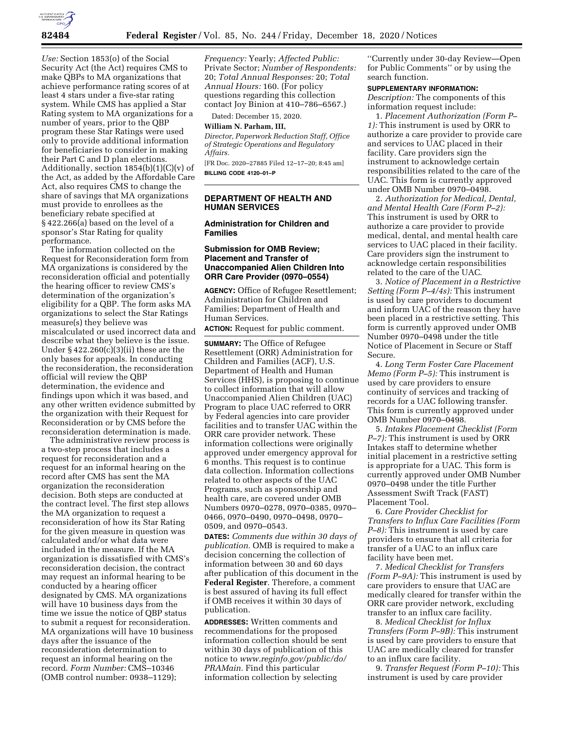*Use:* Section 1853(o) of the Social Security Act (the Act) requires CMS to make QBPs to MA organizations that achieve performance rating scores of at least 4 stars under a five-star rating system. While CMS has applied a Star Rating system to MA organizations for a number of years, prior to the QBP program these Star Ratings were used only to provide additional information for beneficiaries to consider in making their Part C and D plan elections. Additionally, section 1854(b)(1)(C)(v) of the Act, as added by the Affordable Care Act, also requires CMS to change the share of savings that MA organizations must provide to enrollees as the beneficiary rebate specified at § 422.266(a) based on the level of a sponsor's Star Rating for quality performance.

The information collected on the Request for Reconsideration form from MA organizations is considered by the reconsideration official and potentially the hearing officer to review CMS's determination of the organization's eligibility for a QBP. The form asks MA organizations to select the Star Ratings measure(s) they believe was miscalculated or used incorrect data and describe what they believe is the issue. Under § 422.260(c)(3)(ii) these are the only bases for appeals. In conducting the reconsideration, the reconsideration official will review the QBP determination, the evidence and findings upon which it was based, and any other written evidence submitted by the organization with their Request for Reconsideration or by CMS before the reconsideration determination is made.

The administrative review process is a two-step process that includes a request for reconsideration and a request for an informal hearing on the record after CMS has sent the MA organization the reconsideration decision. Both steps are conducted at the contract level. The first step allows the MA organization to request a reconsideration of how its Star Rating for the given measure in question was calculated and/or what data were included in the measure. If the MA organization is dissatisfied with CMS's reconsideration decision, the contract may request an informal hearing to be conducted by a hearing officer designated by CMS. MA organizations will have 10 business days from the time we issue the notice of QBP status to submit a request for reconsideration. MA organizations will have 10 business days after the issuance of the reconsideration determination to request an informal hearing on the record. *Form Number:* CMS–10346 (OMB control number: 0938–1129); *Frequency:* Yearly; *Affected Public:* Private Sector; *Number of Respondents:* 20; *Total Annual Responses:* 20; *Total Annual Hours:* 160. (For policy questions regarding this collection contact Joy Binion at 410–786–6567.)

Dated: December 15, 2020.

**William N. Parham, III,**

*Director, Paperwork Reduction Staff, Office of Strategic Operations and Regulatory Affairs.*

[FR Doc. 2020–27885 Filed 12–17–20; 8:45 am]

**BILLING CODE 4120–01–P**

## DEPARTMENT OF HEALTH AND HUMAN SERVICES

### Administration for Children and Families

### Submission for OMB Review; Placement and Transfer of Unaccompanied Alien Children Into ORR Care Provider (0970–0554)

**AGENCY:** Office of Refugee Resettlement; Administration for Children and Families; Department of Health and Human Services.

**ACTION:** Request for public comment.

**SUMMARY:** The Office of Refugee Resettlement (ORR) Administration for Children and Families (ACF), U.S. Department of Health and Human Services (HHS), is proposing to continue to collect information that will allow Unaccompanied Alien Children (UAC) Program to place UAC referred to ORR by Federal agencies into care provider facilities and to transfer UAC within the ORR care provider network. These information collections were originally approved under emergency approval for 6 months. This request is to continue data collection. Information collections related to other aspects of the UAC Programs, such as sponsorship and health care, are covered under OMB Numbers 0970–0278, 0970–0385, 0970–0466, 0970–0490, 0970–0498, 0970–0509, and 0970–0543.

**DATES:** *Comments due within 30 days of publication.* OMB is required to make a decision concerning the collection of information between 30 and 60 days after publication of this document in the **Federal Register**. Therefore, a comment is best assured of having its full effect if OMB receives it within 30 days of publication.

**ADDRESSES:** Written comments and recommendations for the proposed information collection should be sent within 30 days of publication of this notice to *www.reginfo.gov/public/do/PRAMain.* Find this particular information collection by selecting ''Currently under 30-day Review—Open for Public Comments'' or by using the search function.

**SUPPLEMENTARY INFORMATION:**

*Description:* The components of this information request include:

1. *Placement Authorization (Form P–1):* This instrument is used by ORR to authorize a care provider to provide care and services to UAC placed in their facility. Care providers sign the instrument to acknowledge certain responsibilities related to the care of the UAC. This form is currently approved under OMB Number 0970–0498.

2. *Authorization for Medical, Dental, and Mental Health Care (Form P–2):* This instrument is used by ORR to authorize a care provider to provide medical, dental, and mental health care services to UAC placed in their facility. Care providers sign the instrument to acknowledge certain responsibilities related to the care of the UAC.

3. *Notice of Placement in a Restrictive Setting (Form P–4/4s):* This instrument is used by care providers to document and inform UAC of the reason they have been placed in a restrictive setting. This form is currently approved under OMB Number 0970–0498 under the title Notice of Placement in Secure or Staff Secure.

4. *Long Term Foster Care Placement Memo (Form P–5):* This instrument is used by care providers to ensure continuity of services and tracking of records for a UAC following transfer. This form is currently approved under OMB Number 0970–0498.

5. *Intakes Placement Checklist (Form P–7):* This instrument is used by ORR Intakes staff to determine whether initial placement in a restrictive setting is appropriate for a UAC. This form is currently approved under OMB Number 0970–0498 under the title Further Assessment Swift Track (FAST) Placement Tool.

6. *Care Provider Checklist for Transfers to Influx Care Facilities (Form P–8):* This instrument is used by care providers to ensure that all criteria for transfer of a UAC to an influx care facility have been met.

7. *Medical Checklist for Transfers (Form P–9A):* This instrument is used by care providers to ensure that UAC are medically cleared for transfer within the ORR care provider network, excluding transfer to an influx care facility.

8. *Medical Checklist for Influx Transfers (Form P–9B):* This instrument is used by care providers to ensure that UAC are medically cleared for transfer to an influx care facility.

9. *Transfer Request (Form P–10):* This instrument is used by care provider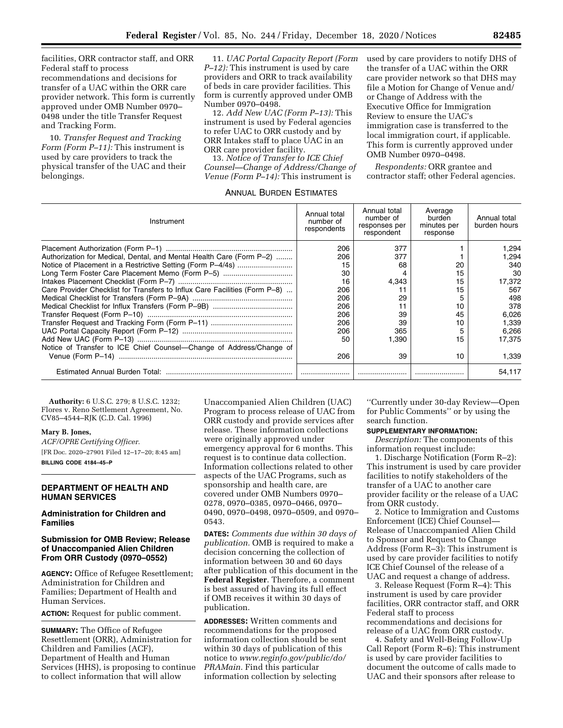facilities, ORR contractor staff, and ORR Federal staff to process recommendations and decisions for transfer of a UAC within the ORR care provider network. This form is currently approved under OMB Number 0970–0498 under the title Transfer Request and Tracking Form.

10. *Transfer Request and Tracking Form (Form P–11):* This instrument is used by care providers to track the physical transfer of the UAC and their belongings.

11. *UAC Portal Capacity Report (Form P–12):* This instrument is used by care providers and ORR to track availability of beds in care provider facilities. This form is currently approved under OMB Number 0970–0498.

12. *Add New UAC (Form P–13):* This instrument is used by Federal agencies to refer UAC to ORR custody and by ORR Intakes staff to place UAC in an ORR care provider facility.

13. *Notice of Transfer to ICE Chief Counsel—Change of Address/Change of Venue (Form P–14):* This instrument is used by care providers to notify DHS of the transfer of a UAC within the ORR care provider network so that DHS may file a Motion for Change of Venue and/or Change of Address with the Executive Office for Immigration Review to ensure the UAC's immigration case is transferred to the local immigration court, if applicable. This form is currently approved under OMB Number 0970–0498.

*Respondents:* ORR grantee and contractor staff; other Federal agencies.

ANNUAL BURDEN ESTIMATES

| Instrument | Annual total number of respondents | Annual total number of responses per respondent | Average burden minutes per response | Annual total burden hours |
|---|---|---|---|---|
| Placement Authorization (Form P–1) | 206 | 377 | 1 | 1,294 |
| Authorization for Medical, Dental, and Mental Health Care (Form P–2) | 206 | 377 | 1 | 1,294 |
| Notice of Placement in a Restrictive Setting (Form P–4/4s) | 15 | 68 | 20 | 340 |
| Long Term Foster Care Placement Memo (Form P–5) | 30 | 4 | 15 | 30 |
| Intakes Placement Checklist (Form P–7) | 16 | 4,343 | 15 | 17,372 |
| Care Provider Checklist for Transfers to Influx Care Facilities (Form P–8) | 206 | 11 | 15 | 567 |
| Medical Checklist for Transfers (Form P–9A) | 206 | 29 | 5 | 498 |
| Medical Checklist for Influx Transfers (Form P–9B) | 206 | 11 | 10 | 378 |
| Transfer Request (Form P–10) | 206 | 39 | 45 | 6,026 |
| Transfer Request and Tracking Form (Form P–11) | 206 | 39 | 10 | 1,339 |
| UAC Portal Capacity Report (Form P–12) | 206 | 365 | 5 | 6,266 |
| Add New UAC (Form P–13) | 50 | 1,390 | 15 | 17,375 |
| Notice of Transfer to ICE Chief Counsel—Change of Address/Change of Venue (Form P–14) | 206 | 39 | 10 | 1,339 |
| Estimated Annual Burden Total: | | | | 54,117 |

**Authority:** 6 U.S.C. 279; 8 U.S.C. 1232; Flores v. Reno Settlement Agreement, No. CV85–4544–RJK (C.D. Cal. 1996)

**Mary B. Jones,**

*ACF/OPRE Certifying Officer.*

[FR Doc. 2020–27901 Filed 12–17–20; 8:45 am]

**BILLING CODE 4184–45–P**

## DEPARTMENT OF HEALTH AND HUMAN SERVICES

### Administration for Children and Families

### Submission for OMB Review; Release of Unaccompanied Alien Children From ORR Custody (0970–0552)

**AGENCY:** Office of Refugee Resettlement; Administration for Children and Families; Department of Health and Human Services.

**ACTION:** Request for public comment.

**SUMMARY:** The Office of Refugee Resettlement (ORR), Administration for Children and Families (ACF), Department of Health and Human Services (HHS), is proposing to continue to collect information that will allow Unaccompanied Alien Children (UAC) Program to process release of UAC from ORR custody and provide services after release. These information collections were originally approved under emergency approval for 6 months. This request is to continue data collection. Information collections related to other aspects of the UAC Programs, such as sponsorship and health care, are covered under OMB Numbers 0970–0278, 0970–0385, 0970–0466, 0970–0490, 0970–0498, 0970–0509, and 0970–0543.

**DATES:** *Comments due within 30 days of publication.* OMB is required to make a decision concerning the collection of information between 30 and 60 days after publication of this document in the **Federal Register**. Therefore, a comment is best assured of having its full effect if OMB receives it within 30 days of publication.

**ADDRESSES:** Written comments and recommendations for the proposed information collection should be sent within 30 days of publication of this notice to *www.reginfo.gov/public/do/PRAMain.* Find this particular information collection by selecting "Currently under 30-day Review—Open for Public Comments" or by using the search function.

**SUPPLEMENTARY INFORMATION:**

*Description:* The components of this information request include:

1. Discharge Notification (Form R–2): This instrument is used by care provider facilities to notify stakeholders of the transfer of a UAC to another care provider facility or the release of a UAC from ORR custody.

2. Notice to Immigration and Customs Enforcement (ICE) Chief Counsel—Release of Unaccompanied Alien Child to Sponsor and Request to Change Address (Form R–3): This instrument is used by care provider facilities to notify ICE Chief Counsel of the release of a UAC and request a change of address.

3. Release Request (Form R–4): This instrument is used by care provider facilities, ORR contractor staff, and ORR Federal staff to process recommendations and decisions for release of a UAC from ORR custody.

4. Safety and Well-Being Follow-Up Call Report (Form R–6): This instrument is used by care provider facilities to document the outcome of calls made to UAC and their sponsors after release to